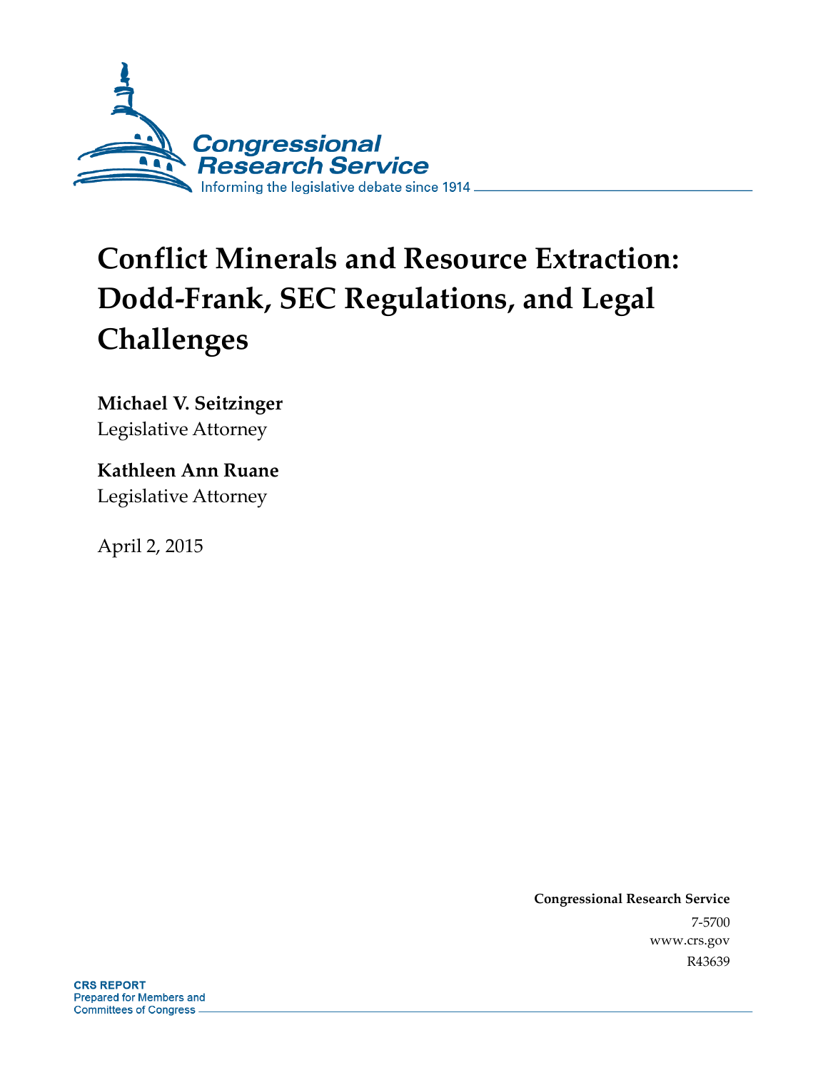Congressional Research Service

Informing the legislative debate since 1914

# Conflict Minerals and Resource Extraction: Dodd-Frank, SEC Regulations, and Legal Challenges

**Michael V. Seitzinger**
Legislative Attorney

**Kathleen Ann Ruane**
Legislative Attorney

April 2, 2015

**Congressional Research Service**
7-5700
www.crs.gov
R43639

**CRS REPORT**
Prepared for Members and
Committees of Congress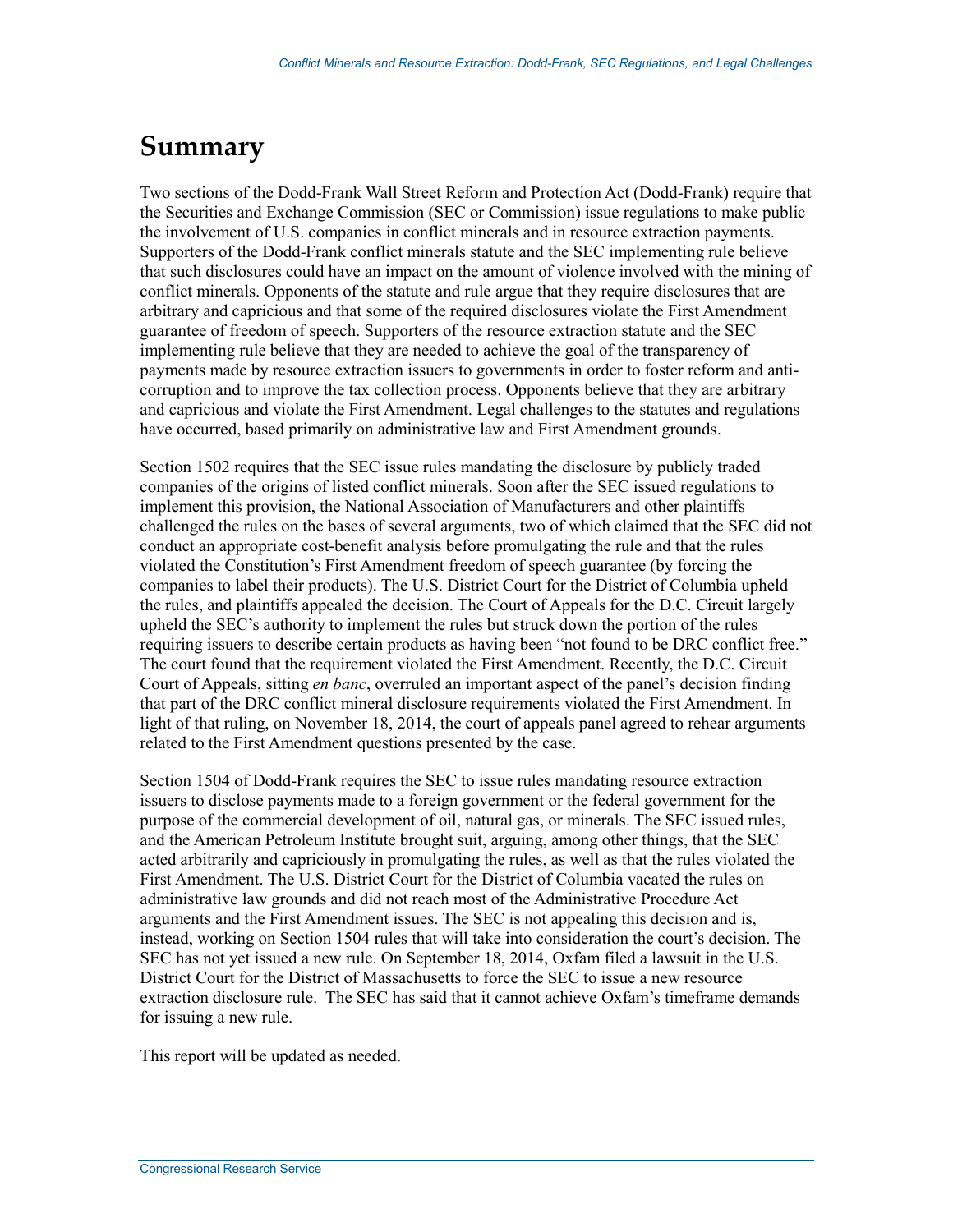# Summary

Two sections of the Dodd-Frank Wall Street Reform and Protection Act (Dodd-Frank) require that the Securities and Exchange Commission (SEC or Commission) issue regulations to make public the involvement of U.S. companies in conflict minerals and in resource extraction payments. Supporters of the Dodd-Frank conflict minerals statute and the SEC implementing rule believe that such disclosures could have an impact on the amount of violence involved with the mining of conflict minerals. Opponents of the statute and rule argue that they require disclosures that are arbitrary and capricious and that some of the required disclosures violate the First Amendment guarantee of freedom of speech. Supporters of the resource extraction statute and the SEC implementing rule believe that they are needed to achieve the goal of the transparency of payments made by resource extraction issuers to governments in order to foster reform and anti-corruption and to improve the tax collection process. Opponents believe that they are arbitrary and capricious and violate the First Amendment. Legal challenges to the statutes and regulations have occurred, based primarily on administrative law and First Amendment grounds.

Section 1502 requires that the SEC issue rules mandating the disclosure by publicly traded companies of the origins of listed conflict minerals. Soon after the SEC issued regulations to implement this provision, the National Association of Manufacturers and other plaintiffs challenged the rules on the bases of several arguments, two of which claimed that the SEC did not conduct an appropriate cost-benefit analysis before promulgating the rule and that the rules violated the Constitution's First Amendment freedom of speech guarantee (by forcing the companies to label their products). The U.S. District Court for the District of Columbia upheld the rules, and plaintiffs appealed the decision. The Court of Appeals for the D.C. Circuit largely upheld the SEC's authority to implement the rules but struck down the portion of the rules requiring issuers to describe certain products as having been "not found to be DRC conflict free." The court found that the requirement violated the First Amendment. Recently, the D.C. Circuit Court of Appeals, sitting *en banc*, overruled an important aspect of the panel's decision finding that part of the DRC conflict mineral disclosure requirements violated the First Amendment. In light of that ruling, on November 18, 2014, the court of appeals panel agreed to rehear arguments related to the First Amendment questions presented by the case.

Section 1504 of Dodd-Frank requires the SEC to issue rules mandating resource extraction issuers to disclose payments made to a foreign government or the federal government for the purpose of the commercial development of oil, natural gas, or minerals. The SEC issued rules, and the American Petroleum Institute brought suit, arguing, among other things, that the SEC acted arbitrarily and capriciously in promulgating the rules, as well as that the rules violated the First Amendment. The U.S. District Court for the District of Columbia vacated the rules on administrative law grounds and did not reach most of the Administrative Procedure Act arguments and the First Amendment issues. The SEC is not appealing this decision and is, instead, working on Section 1504 rules that will take into consideration the court's decision. The SEC has not yet issued a new rule. On September 18, 2014, Oxfam filed a lawsuit in the U.S. District Court for the District of Massachusetts to force the SEC to issue a new resource extraction disclosure rule. The SEC has said that it cannot achieve Oxfam's timeframe demands for issuing a new rule.

This report will be updated as needed.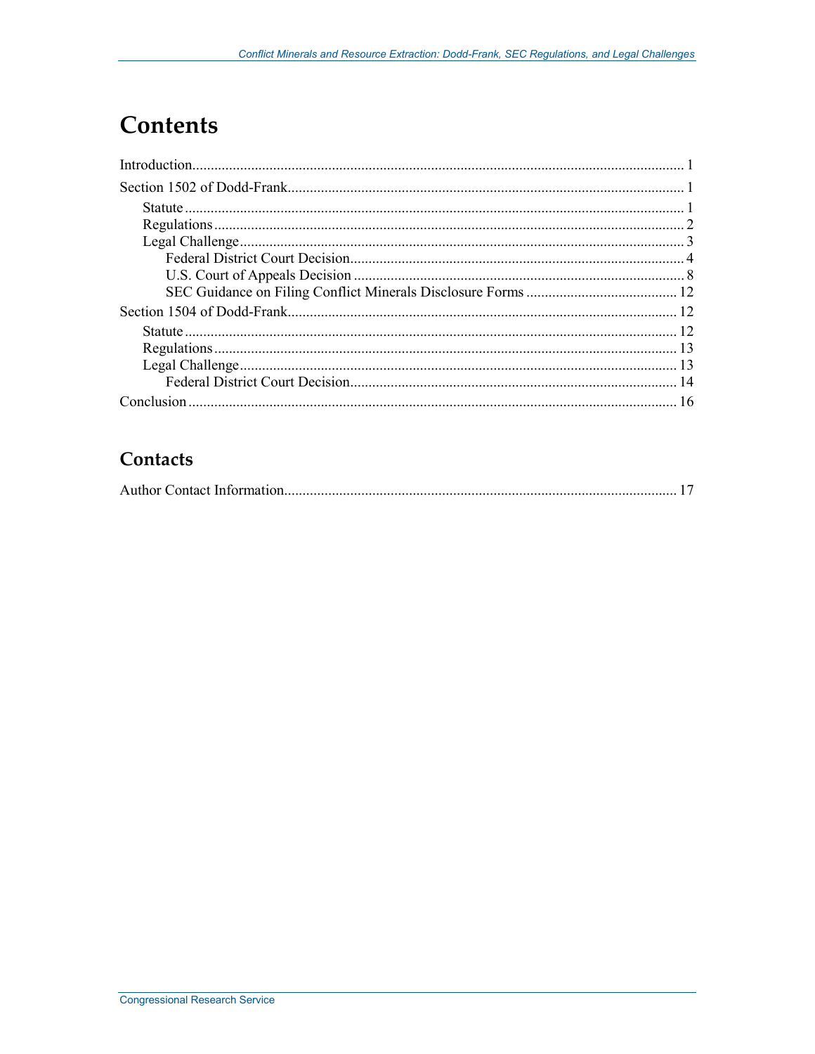# Contents

Introduction .................................................................................................................................... 1

Section 1502 of Dodd-Frank ........................................................................................................... 1

- Statute ....................................................................................................................................... 1
- Regulations ............................................................................................................................... 2
- Legal Challenge ......................................................................................................................... 3
  - Federal District Court Decision ........................................................................................... 4
  - U.S. Court of Appeals Decision .......................................................................................... 8
  - SEC Guidance on Filing Conflict Minerals Disclosure Forms .......................................... 12

Section 1504 of Dodd-Frank ......................................................................................................... 12

- Statute ..................................................................................................................................... 12
- Regulations ............................................................................................................................. 13
- Legal Challenge ....................................................................................................................... 13
  - Federal District Court Decision ......................................................................................... 14

Conclusion .................................................................................................................................... 16

## Contacts

Author Contact Information .......................................................................................................... 17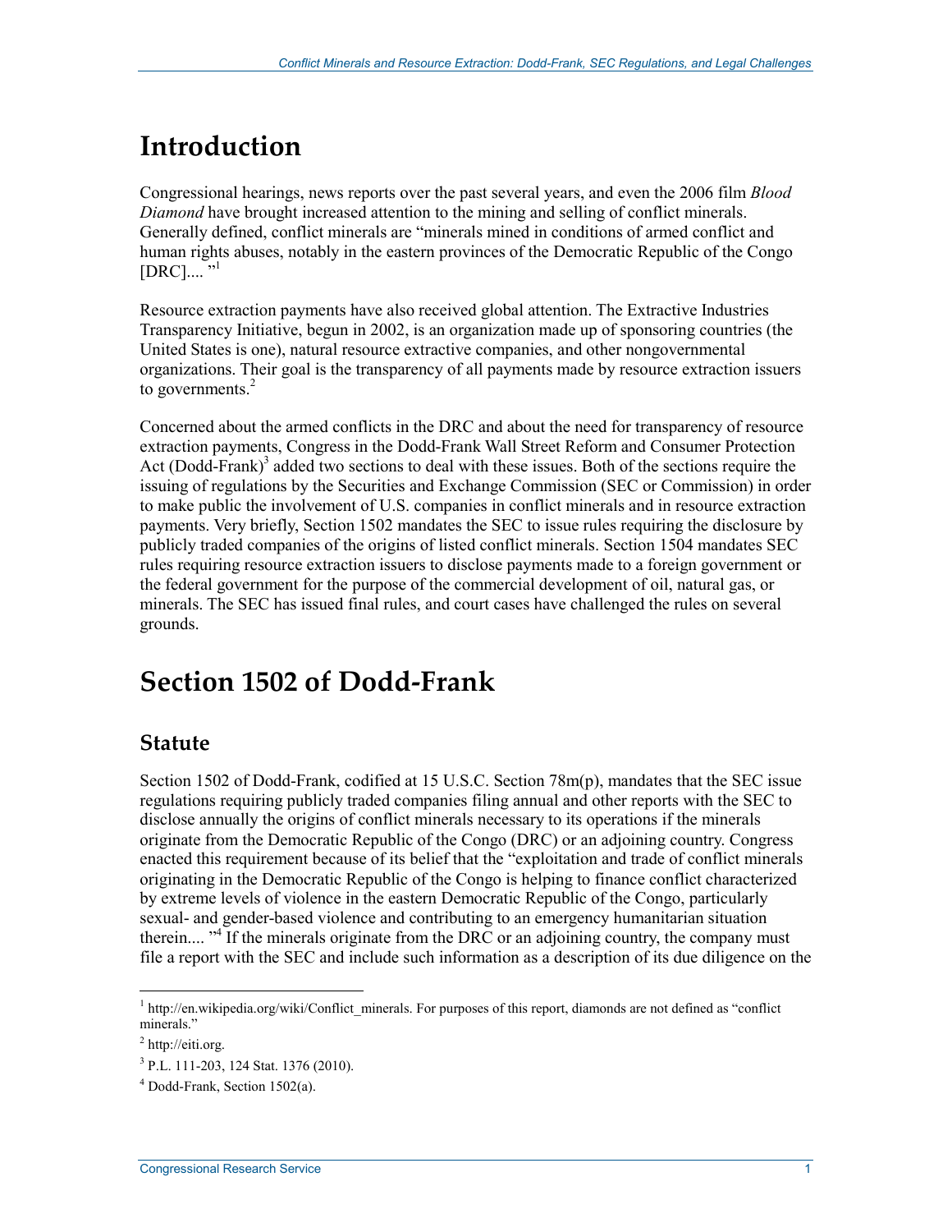# Introduction

Congressional hearings, news reports over the past several years, and even the 2006 film *Blood Diamond* have brought increased attention to the mining and selling of conflict minerals. Generally defined, conflict minerals are "minerals mined in conditions of armed conflict and human rights abuses, notably in the eastern provinces of the Democratic Republic of the Congo [DRC].... "[1]

Resource extraction payments have also received global attention. The Extractive Industries Transparency Initiative, begun in 2002, is an organization made up of sponsoring countries (the United States is one), natural resource extractive companies, and other nongovernmental organizations. Their goal is the transparency of all payments made by resource extraction issuers to governments.[2]

Concerned about the armed conflicts in the DRC and about the need for transparency of resource extraction payments, Congress in the Dodd-Frank Wall Street Reform and Consumer Protection Act (Dodd-Frank)[3] added two sections to deal with these issues. Both of the sections require the issuing of regulations by the Securities and Exchange Commission (SEC or Commission) in order to make public the involvement of U.S. companies in conflict minerals and in resource extraction payments. Very briefly, Section 1502 mandates the SEC to issue rules requiring the disclosure by publicly traded companies of the origins of listed conflict minerals. Section 1504 mandates SEC rules requiring resource extraction issuers to disclose payments made to a foreign government or the federal government for the purpose of the commercial development of oil, natural gas, or minerals. The SEC has issued final rules, and court cases have challenged the rules on several grounds.

# Section 1502 of Dodd-Frank

## Statute

Section 1502 of Dodd-Frank, codified at 15 U.S.C. Section 78m(p), mandates that the SEC issue regulations requiring publicly traded companies filing annual and other reports with the SEC to disclose annually the origins of conflict minerals necessary to its operations if the minerals originate from the Democratic Republic of the Congo (DRC) or an adjoining country. Congress enacted this requirement because of its belief that the "exploitation and trade of conflict minerals originating in the Democratic Republic of the Congo is helping to finance conflict characterized by extreme levels of violence in the eastern Democratic Republic of the Congo, particularly sexual- and gender-based violence and contributing to an emergency humanitarian situation therein.... "[4] If the minerals originate from the DRC or an adjoining country, the company must file a report with the SEC and include such information as a description of its due diligence on the

---

[1] http://en.wikipedia.org/wiki/Conflict_minerals. For purposes of this report, diamonds are not defined as "conflict minerals."

[2] http://eiti.org.

[3] P.L. 111-203, 124 Stat. 1376 (2010).

[4] Dodd-Frank, Section 1502(a).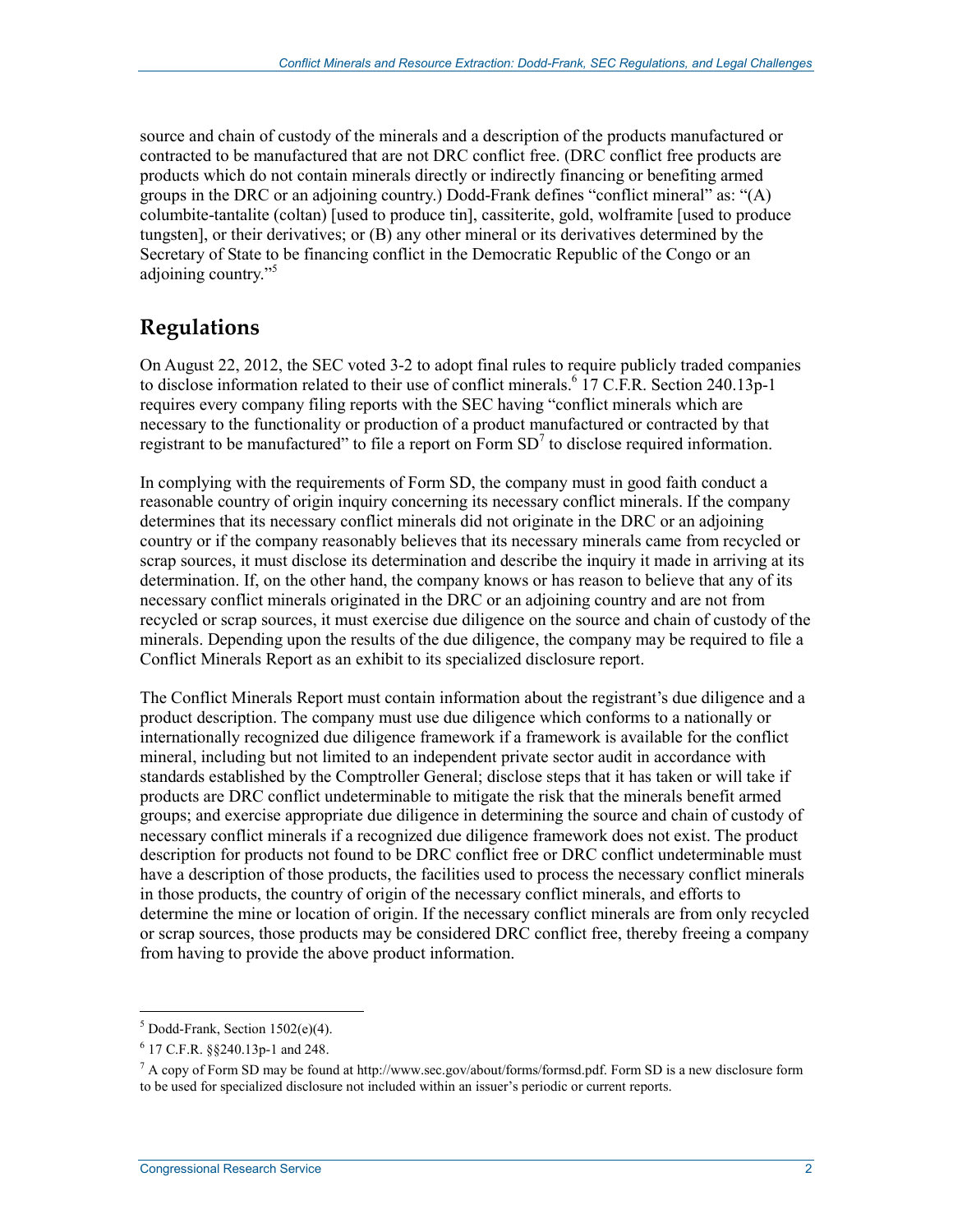source and chain of custody of the minerals and a description of the products manufactured or contracted to be manufactured that are not DRC conflict free. (DRC conflict free products are products which do not contain minerals directly or indirectly financing or benefiting armed groups in the DRC or an adjoining country.) Dodd-Frank defines "conflict mineral" as: "(A) columbite-tantalite (coltan) [used to produce tin], cassiterite, gold, wolframite [used to produce tungsten], or their derivatives; or (B) any other mineral or its derivatives determined by the Secretary of State to be financing conflict in the Democratic Republic of the Congo or an adjoining country."[5]

## Regulations

On August 22, 2012, the SEC voted 3-2 to adopt final rules to require publicly traded companies to disclose information related to their use of conflict minerals.[6] 17 C.F.R. Section 240.13p-1 requires every company filing reports with the SEC having "conflict minerals which are necessary to the functionality or production of a product manufactured or contracted by that registrant to be manufactured" to file a report on Form SD[7] to disclose required information.

In complying with the requirements of Form SD, the company must in good faith conduct a reasonable country of origin inquiry concerning its necessary conflict minerals. If the company determines that its necessary conflict minerals did not originate in the DRC or an adjoining country or if the company reasonably believes that its necessary minerals came from recycled or scrap sources, it must disclose its determination and describe the inquiry it made in arriving at its determination. If, on the other hand, the company knows or has reason to believe that any of its necessary conflict minerals originated in the DRC or an adjoining country and are not from recycled or scrap sources, it must exercise due diligence on the source and chain of custody of the minerals. Depending upon the results of the due diligence, the company may be required to file a Conflict Minerals Report as an exhibit to its specialized disclosure report.

The Conflict Minerals Report must contain information about the registrant's due diligence and a product description. The company must use due diligence which conforms to a nationally or internationally recognized due diligence framework if a framework is available for the conflict mineral, including but not limited to an independent private sector audit in accordance with standards established by the Comptroller General; disclose steps that it has taken or will take if products are DRC conflict undeterminable to mitigate the risk that the minerals benefit armed groups; and exercise appropriate due diligence in determining the source and chain of custody of necessary conflict minerals if a recognized due diligence framework does not exist. The product description for products not found to be DRC conflict free or DRC conflict undeterminable must have a description of those products, the facilities used to process the necessary conflict minerals in those products, the country of origin of the necessary conflict minerals, and efforts to determine the mine or location of origin. If the necessary conflict minerals are from only recycled or scrap sources, those products may be considered DRC conflict free, thereby freeing a company from having to provide the above product information.

---

[5] Dodd-Frank, Section 1502(e)(4).

[6] 17 C.F.R. §§240.13p-1 and 248.

[7] A copy of Form SD may be found at http://www.sec.gov/about/forms/formsd.pdf. Form SD is a new disclosure form to be used for specialized disclosure not included within an issuer's periodic or current reports.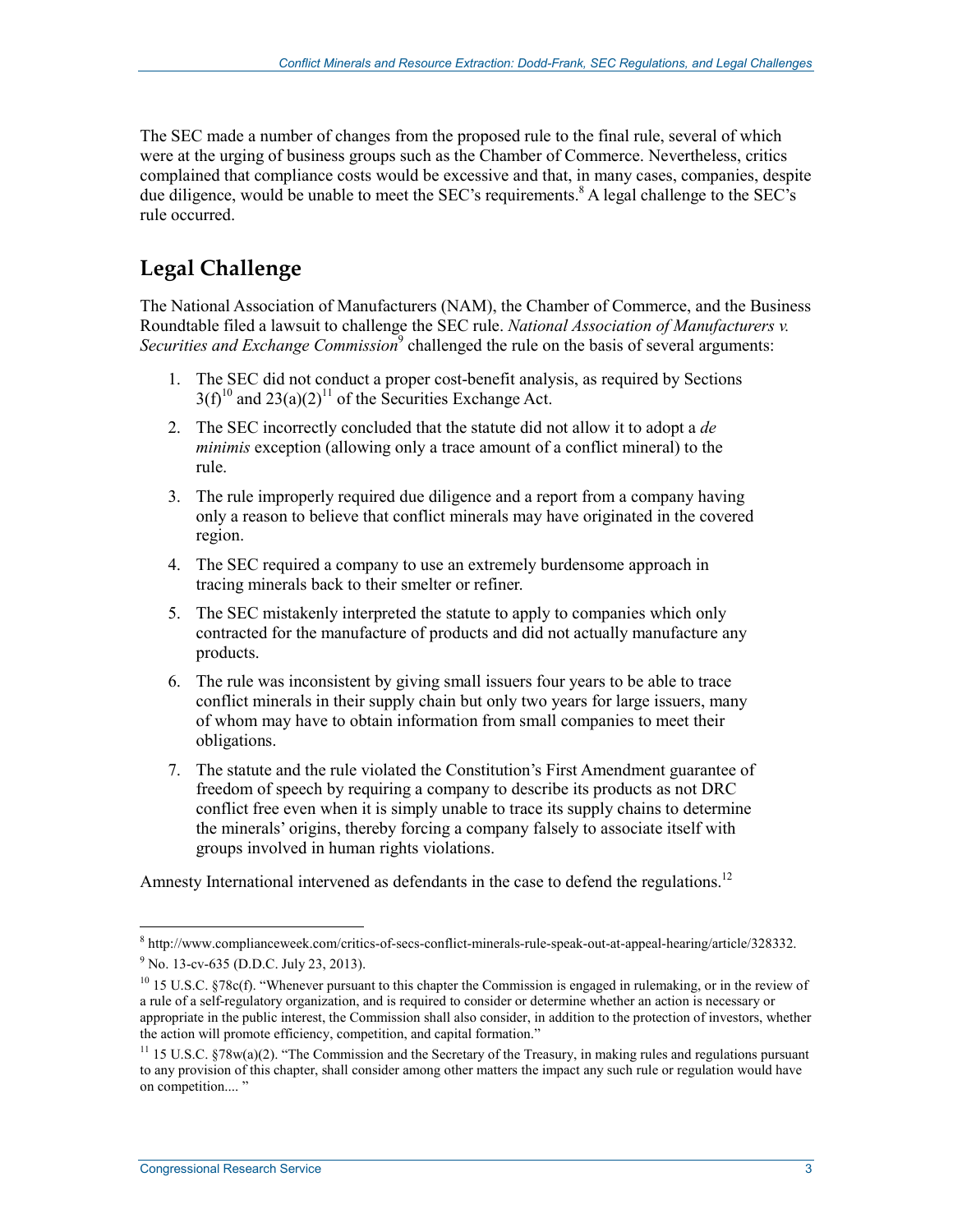The SEC made a number of changes from the proposed rule to the final rule, several of which were at the urging of business groups such as the Chamber of Commerce. Nevertheless, critics complained that compliance costs would be excessive and that, in many cases, companies, despite due diligence, would be unable to meet the SEC's requirements.[8] A legal challenge to the SEC's rule occurred.

## Legal Challenge

The National Association of Manufacturers (NAM), the Chamber of Commerce, and the Business Roundtable filed a lawsuit to challenge the SEC rule. *National Association of Manufacturers v. Securities and Exchange Commission*[9] challenged the rule on the basis of several arguments:

1. The SEC did not conduct a proper cost-benefit analysis, as required by Sections 3(f)[10] and 23(a)(2)[11] of the Securities Exchange Act.
2. The SEC incorrectly concluded that the statute did not allow it to adopt a *de minimis* exception (allowing only a trace amount of a conflict mineral) to the rule.
3. The rule improperly required due diligence and a report from a company having only a reason to believe that conflict minerals may have originated in the covered region.
4. The SEC required a company to use an extremely burdensome approach in tracing minerals back to their smelter or refiner.
5. The SEC mistakenly interpreted the statute to apply to companies which only contracted for the manufacture of products and did not actually manufacture any products.
6. The rule was inconsistent by giving small issuers four years to be able to trace conflict minerals in their supply chain but only two years for large issuers, many of whom may have to obtain information from small companies to meet their obligations.
7. The statute and the rule violated the Constitution's First Amendment guarantee of freedom of speech by requiring a company to describe its products as not DRC conflict free even when it is simply unable to trace its supply chains to determine the minerals' origins, thereby forcing a company falsely to associate itself with groups involved in human rights violations.

Amnesty International intervened as defendants in the case to defend the regulations.[12]

---

[8] http://www.complianceweek.com/critics-of-secs-conflict-minerals-rule-speak-out-at-appeal-hearing/article/328332.

[9] No. 13-cv-635 (D.D.C. July 23, 2013).

[10] 15 U.S.C. §78c(f). "Whenever pursuant to this chapter the Commission is engaged in rulemaking, or in the review of a rule of a self-regulatory organization, and is required to consider or determine whether an action is necessary or appropriate in the public interest, the Commission shall also consider, in addition to the protection of investors, whether the action will promote efficiency, competition, and capital formation."

[11] 15 U.S.C. §78w(a)(2). "The Commission and the Secretary of the Treasury, in making rules and regulations pursuant to any provision of this chapter, shall consider among other matters the impact any such rule or regulation would have on competition.... "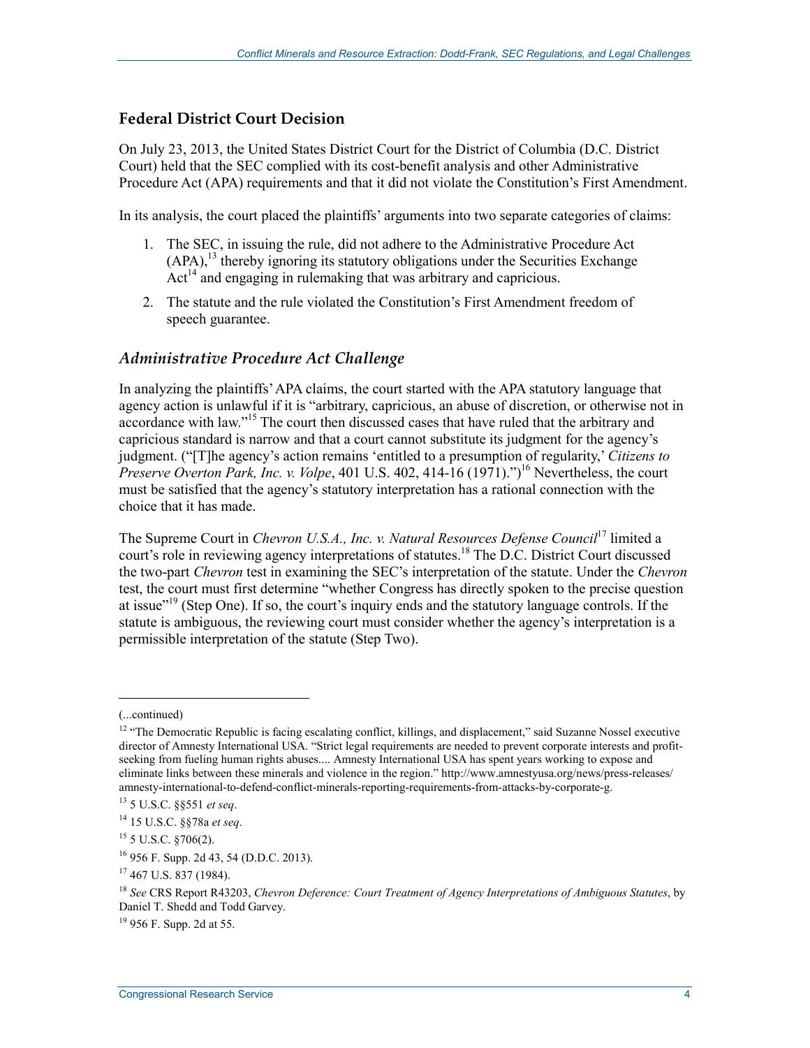## Federal District Court Decision

On July 23, 2013, the United States District Court for the District of Columbia (D.C. District Court) held that the SEC complied with its cost-benefit analysis and other Administrative Procedure Act (APA) requirements and that it did not violate the Constitution's First Amendment.

In its analysis, the court placed the plaintiffs' arguments into two separate categories of claims:

1. The SEC, in issuing the rule, did not adhere to the Administrative Procedure Act (APA),[13] thereby ignoring its statutory obligations under the Securities Exchange Act[14] and engaging in rulemaking that was arbitrary and capricious.
2. The statute and the rule violated the Constitution's First Amendment freedom of speech guarantee.

### *Administrative Procedure Act Challenge*

In analyzing the plaintiffs' APA claims, the court started with the APA statutory language that agency action is unlawful if it is "arbitrary, capricious, an abuse of discretion, or otherwise not in accordance with law."[15] The court then discussed cases that have ruled that the arbitrary and capricious standard is narrow and that a court cannot substitute its judgment for the agency's judgment. ("[T]he agency's action remains 'entitled to a presumption of regularity,' *Citizens to Preserve Overton Park, Inc. v. Volpe*, 401 U.S. 402, 414-16 (1971).")[16] Nevertheless, the court must be satisfied that the agency's statutory interpretation has a rational connection with the choice that it has made.

The Supreme Court in *Chevron U.S.A., Inc. v. Natural Resources Defense Council*[17] limited a court's role in reviewing agency interpretations of statutes.[18] The D.C. District Court discussed the two-part *Chevron* test in examining the SEC's interpretation of the statute. Under the *Chevron* test, the court must first determine "whether Congress has directly spoken to the precise question at issue"[19] (Step One). If so, the court's inquiry ends and the statutory language controls. If the statute is ambiguous, the reviewing court must consider whether the agency's interpretation is a permissible interpretation of the statute (Step Two).

---

(...continued)

[12] "The Democratic Republic is facing escalating conflict, killings, and displacement," said Suzanne Nossel executive director of Amnesty International USA. "Strict legal requirements are needed to prevent corporate interests and profit-seeking from fueling human rights abuses.... Amnesty International USA has spent years working to expose and eliminate links between these minerals and violence in the region." http://www.amnestyusa.org/news/press-releases/amnesty-international-to-defend-conflict-minerals-reporting-requirements-from-attacks-by-corporate-g.

[13] 5 U.S.C. §§551 *et seq*.

[14] 15 U.S.C. §§78a *et seq*.

[15] 5 U.S.C. §706(2).

[16] 956 F. Supp. 2d 43, 54 (D.D.C. 2013).

[17] 467 U.S. 837 (1984).

[18] *See* CRS Report R43203, *Chevron Deference: Court Treatment of Agency Interpretations of Ambiguous Statutes*, by Daniel T. Shedd and Todd Garvey.

[19] 956 F. Supp. 2d at 55.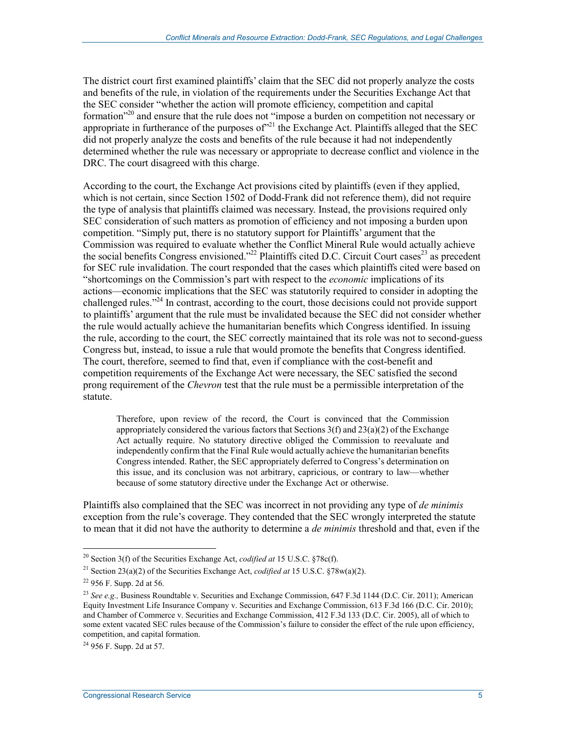The district court first examined plaintiffs' claim that the SEC did not properly analyze the costs and benefits of the rule, in violation of the requirements under the Securities Exchange Act that the SEC consider "whether the action will promote efficiency, competition and capital formation"[20] and ensure that the rule does not "impose a burden on competition not necessary or appropriate in furtherance of the purposes of"[21] the Exchange Act. Plaintiffs alleged that the SEC did not properly analyze the costs and benefits of the rule because it had not independently determined whether the rule was necessary or appropriate to decrease conflict and violence in the DRC. The court disagreed with this charge.

According to the court, the Exchange Act provisions cited by plaintiffs (even if they applied, which is not certain, since Section 1502 of Dodd-Frank did not reference them), did not require the type of analysis that plaintiffs claimed was necessary. Instead, the provisions required only SEC consideration of such matters as promotion of efficiency and not imposing a burden upon competition. "Simply put, there is no statutory support for Plaintiffs' argument that the Commission was required to evaluate whether the Conflict Mineral Rule would actually achieve the social benefits Congress envisioned."[22] Plaintiffs cited D.C. Circuit Court cases[23] as precedent for SEC rule invalidation. The court responded that the cases which plaintiffs cited were based on "shortcomings on the Commission's part with respect to the *economic* implications of its actions—economic implications that the SEC was statutorily required to consider in adopting the challenged rules."[24] In contrast, according to the court, those decisions could not provide support to plaintiffs' argument that the rule must be invalidated because the SEC did not consider whether the rule would actually achieve the humanitarian benefits which Congress identified. In issuing the rule, according to the court, the SEC correctly maintained that its role was not to second-guess Congress but, instead, to issue a rule that would promote the benefits that Congress identified. The court, therefore, seemed to find that, even if compliance with the cost-benefit and competition requirements of the Exchange Act were necessary, the SEC satisfied the second prong requirement of the *Chevron* test that the rule must be a permissible interpretation of the statute.

> Therefore, upon review of the record, the Court is convinced that the Commission appropriately considered the various factors that Sections 3(f) and 23(a)(2) of the Exchange Act actually require. No statutory directive obliged the Commission to reevaluate and independently confirm that the Final Rule would actually achieve the humanitarian benefits Congress intended. Rather, the SEC appropriately deferred to Congress's determination on this issue, and its conclusion was not arbitrary, capricious, or contrary to law—whether because of some statutory directive under the Exchange Act or otherwise.

Plaintiffs also complained that the SEC was incorrect in not providing any type of *de minimis* exception from the rule's coverage. They contended that the SEC wrongly interpreted the statute to mean that it did not have the authority to determine a *de minimis* threshold and that, even if the

---

[20] Section 3(f) of the Securities Exchange Act, *codified at* 15 U.S.C. §78c(f).

[21] Section 23(a)(2) of the Securities Exchange Act, *codified at* 15 U.S.C. §78w(a)(2).

[22] 956 F. Supp. 2d at 56.

[23] *See e.g.,* Business Roundtable v. Securities and Exchange Commission, 647 F.3d 1144 (D.C. Cir. 2011); American Equity Investment Life Insurance Company v. Securities and Exchange Commission, 613 F.3d 166 (D.C. Cir. 2010); and Chamber of Commerce v. Securities and Exchange Commission, 412 F.3d 133 (D.C. Cir. 2005), all of which to some extent vacated SEC rules because of the Commission's failure to consider the effect of the rule upon efficiency, competition, and capital formation.

[24] 956 F. Supp. 2d at 57.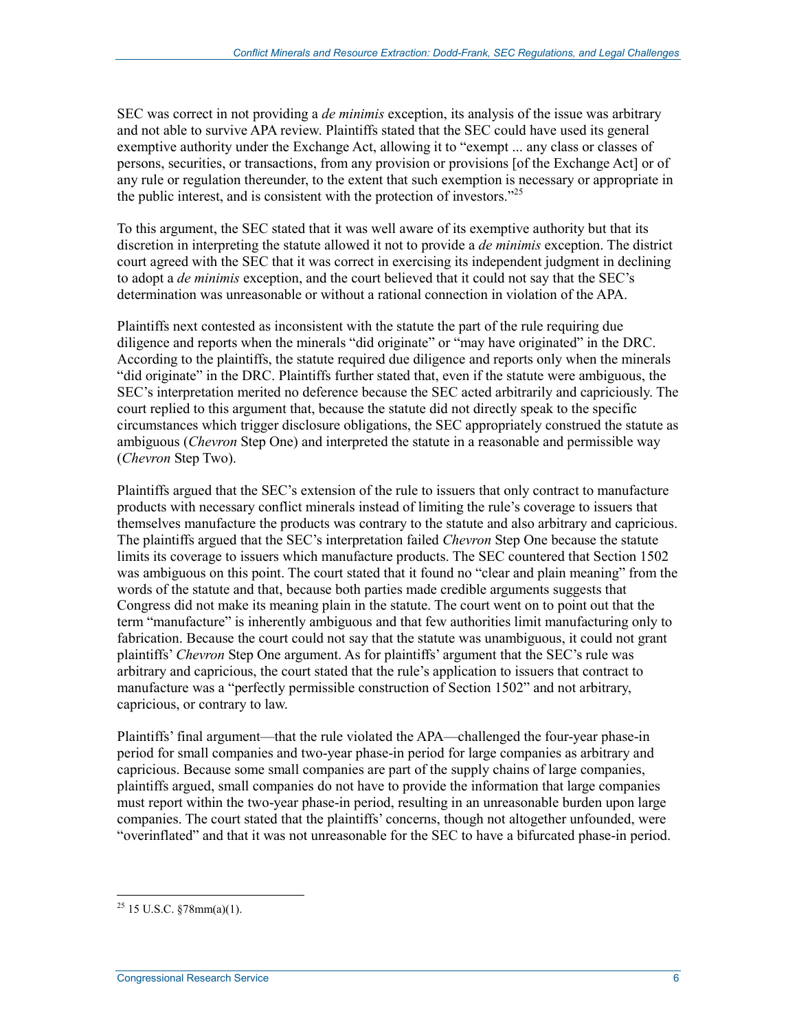SEC was correct in not providing a *de minimis* exception, its analysis of the issue was arbitrary and not able to survive APA review. Plaintiffs stated that the SEC could have used its general exemptive authority under the Exchange Act, allowing it to "exempt ... any class or classes of persons, securities, or transactions, from any provision or provisions [of the Exchange Act] or of any rule or regulation thereunder, to the extent that such exemption is necessary or appropriate in the public interest, and is consistent with the protection of investors."[25]

To this argument, the SEC stated that it was well aware of its exemptive authority but that its discretion in interpreting the statute allowed it not to provide a *de minimis* exception. The district court agreed with the SEC that it was correct in exercising its independent judgment in declining to adopt a *de minimis* exception, and the court believed that it could not say that the SEC's determination was unreasonable or without a rational connection in violation of the APA.

Plaintiffs next contested as inconsistent with the statute the part of the rule requiring due diligence and reports when the minerals "did originate" or "may have originated" in the DRC. According to the plaintiffs, the statute required due diligence and reports only when the minerals "did originate" in the DRC. Plaintiffs further stated that, even if the statute were ambiguous, the SEC's interpretation merited no deference because the SEC acted arbitrarily and capriciously. The court replied to this argument that, because the statute did not directly speak to the specific circumstances which trigger disclosure obligations, the SEC appropriately construed the statute as ambiguous (*Chevron* Step One) and interpreted the statute in a reasonable and permissible way (*Chevron* Step Two).

Plaintiffs argued that the SEC's extension of the rule to issuers that only contract to manufacture products with necessary conflict minerals instead of limiting the rule's coverage to issuers that themselves manufacture the products was contrary to the statute and also arbitrary and capricious. The plaintiffs argued that the SEC's interpretation failed *Chevron* Step One because the statute limits its coverage to issuers which manufacture products. The SEC countered that Section 1502 was ambiguous on this point. The court stated that it found no "clear and plain meaning" from the words of the statute and that, because both parties made credible arguments suggests that Congress did not make its meaning plain in the statute. The court went on to point out that the term "manufacture" is inherently ambiguous and that few authorities limit manufacturing only to fabrication. Because the court could not say that the statute was unambiguous, it could not grant plaintiffs' *Chevron* Step One argument. As for plaintiffs' argument that the SEC's rule was arbitrary and capricious, the court stated that the rule's application to issuers that contract to manufacture was a "perfectly permissible construction of Section 1502" and not arbitrary, capricious, or contrary to law.

Plaintiffs' final argument—that the rule violated the APA—challenged the four-year phase-in period for small companies and two-year phase-in period for large companies as arbitrary and capricious. Because some small companies are part of the supply chains of large companies, plaintiffs argued, small companies do not have to provide the information that large companies must report within the two-year phase-in period, resulting in an unreasonable burden upon large companies. The court stated that the plaintiffs' concerns, though not altogether unfounded, were "overinflated" and that it was not unreasonable for the SEC to have a bifurcated phase-in period.

---

[25] 15 U.S.C. §78mm(a)(1).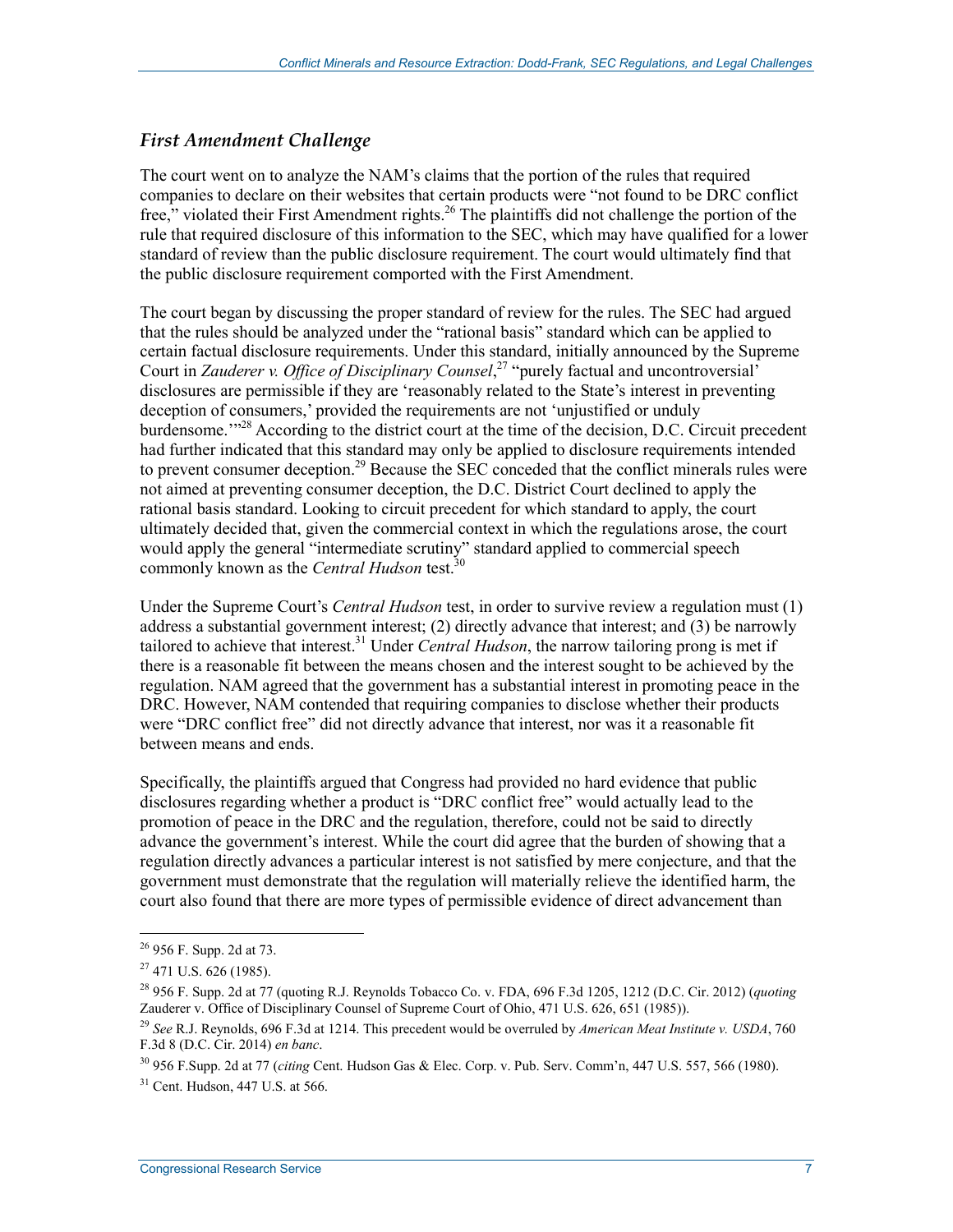### *First Amendment Challenge*

The court went on to analyze the NAM's claims that the portion of the rules that required companies to declare on their websites that certain products were "not found to be DRC conflict free," violated their First Amendment rights.[26] The plaintiffs did not challenge the portion of the rule that required disclosure of this information to the SEC, which may have qualified for a lower standard of review than the public disclosure requirement. The court would ultimately find that the public disclosure requirement comported with the First Amendment.

The court began by discussing the proper standard of review for the rules. The SEC had argued that the rules should be analyzed under the "rational basis" standard which can be applied to certain factual disclosure requirements. Under this standard, initially announced by the Supreme Court in *Zauderer v. Office of Disciplinary Counsel*,[27] "purely factual and uncontroversial' disclosures are permissible if they are 'reasonably related to the State's interest in preventing deception of consumers,' provided the requirements are not 'unjustified or unduly burdensome.'"[28] According to the district court at the time of the decision, D.C. Circuit precedent had further indicated that this standard may only be applied to disclosure requirements intended to prevent consumer deception.[29] Because the SEC conceded that the conflict minerals rules were not aimed at preventing consumer deception, the D.C. District Court declined to apply the rational basis standard. Looking to circuit precedent for which standard to apply, the court ultimately decided that, given the commercial context in which the regulations arose, the court would apply the general "intermediate scrutiny" standard applied to commercial speech commonly known as the *Central Hudson* test.[30]

Under the Supreme Court's *Central Hudson* test, in order to survive review a regulation must (1) address a substantial government interest; (2) directly advance that interest; and (3) be narrowly tailored to achieve that interest.[31] Under *Central Hudson*, the narrow tailoring prong is met if there is a reasonable fit between the means chosen and the interest sought to be achieved by the regulation. NAM agreed that the government has a substantial interest in promoting peace in the DRC. However, NAM contended that requiring companies to disclose whether their products were "DRC conflict free" did not directly advance that interest, nor was it a reasonable fit between means and ends.

Specifically, the plaintiffs argued that Congress had provided no hard evidence that public disclosures regarding whether a product is "DRC conflict free" would actually lead to the promotion of peace in the DRC and the regulation, therefore, could not be said to directly advance the government's interest. While the court did agree that the burden of showing that a regulation directly advances a particular interest is not satisfied by mere conjecture, and that the government must demonstrate that the regulation will materially relieve the identified harm, the court also found that there are more types of permissible evidence of direct advancement than

---

[26] 956 F. Supp. 2d at 73.

[27] 471 U.S. 626 (1985).

[28] 956 F. Supp. 2d at 77 (quoting R.J. Reynolds Tobacco Co. v. FDA, 696 F.3d 1205, 1212 (D.C. Cir. 2012) (*quoting* Zauderer v. Office of Disciplinary Counsel of Supreme Court of Ohio, 471 U.S. 626, 651 (1985)).

[29] *See* R.J. Reynolds, 696 F.3d at 1214. This precedent would be overruled by *American Meat Institute v. USDA*, 760 F.3d 8 (D.C. Cir. 2014) *en banc*.

[30] 956 F.Supp. 2d at 77 (*citing* Cent. Hudson Gas & Elec. Corp. v. Pub. Serv. Comm'n, 447 U.S. 557, 566 (1980).

[31] Cent. Hudson, 447 U.S. at 566.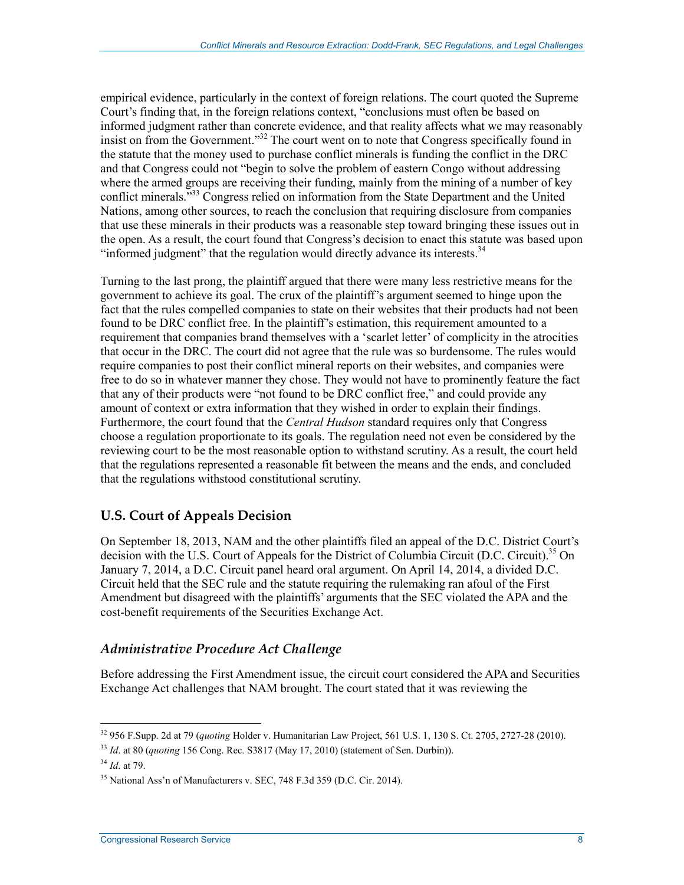empirical evidence, particularly in the context of foreign relations. The court quoted the Supreme Court's finding that, in the foreign relations context, "conclusions must often be based on informed judgment rather than concrete evidence, and that reality affects what we may reasonably insist on from the Government."[32] The court went on to note that Congress specifically found in the statute that the money used to purchase conflict minerals is funding the conflict in the DRC and that Congress could not "begin to solve the problem of eastern Congo without addressing where the armed groups are receiving their funding, mainly from the mining of a number of key conflict minerals."[33] Congress relied on information from the State Department and the United Nations, among other sources, to reach the conclusion that requiring disclosure from companies that use these minerals in their products was a reasonable step toward bringing these issues out in the open. As a result, the court found that Congress's decision to enact this statute was based upon "informed judgment" that the regulation would directly advance its interests.[34]

Turning to the last prong, the plaintiff argued that there were many less restrictive means for the government to achieve its goal. The crux of the plaintiff's argument seemed to hinge upon the fact that the rules compelled companies to state on their websites that their products had not been found to be DRC conflict free. In the plaintiff's estimation, this requirement amounted to a requirement that companies brand themselves with a 'scarlet letter' of complicity in the atrocities that occur in the DRC. The court did not agree that the rule was so burdensome. The rules would require companies to post their conflict mineral reports on their websites, and companies were free to do so in whatever manner they chose. They would not have to prominently feature the fact that any of their products were "not found to be DRC conflict free," and could provide any amount of context or extra information that they wished in order to explain their findings. Furthermore, the court found that the *Central Hudson* standard requires only that Congress choose a regulation proportionate to its goals. The regulation need not even be considered by the reviewing court to be the most reasonable option to withstand scrutiny. As a result, the court held that the regulations represented a reasonable fit between the means and the ends, and concluded that the regulations withstood constitutional scrutiny.

## U.S. Court of Appeals Decision

On September 18, 2013, NAM and the other plaintiffs filed an appeal of the D.C. District Court's decision with the U.S. Court of Appeals for the District of Columbia Circuit (D.C. Circuit).[35] On January 7, 2014, a D.C. Circuit panel heard oral argument. On April 14, 2014, a divided D.C. Circuit held that the SEC rule and the statute requiring the rulemaking ran afoul of the First Amendment but disagreed with the plaintiffs' arguments that the SEC violated the APA and the cost-benefit requirements of the Securities Exchange Act.

### *Administrative Procedure Act Challenge*

Before addressing the First Amendment issue, the circuit court considered the APA and Securities Exchange Act challenges that NAM brought. The court stated that it was reviewing the

---

[32] 956 F.Supp. 2d at 79 (*quoting* Holder v. Humanitarian Law Project, 561 U.S. 1, 130 S. Ct. 2705, 2727-28 (2010).

[33] *Id*. at 80 (*quoting* 156 Cong. Rec. S3817 (May 17, 2010) (statement of Sen. Durbin)).

[34] *Id*. at 79.

[35] National Ass'n of Manufacturers v. SEC, 748 F.3d 359 (D.C. Cir. 2014).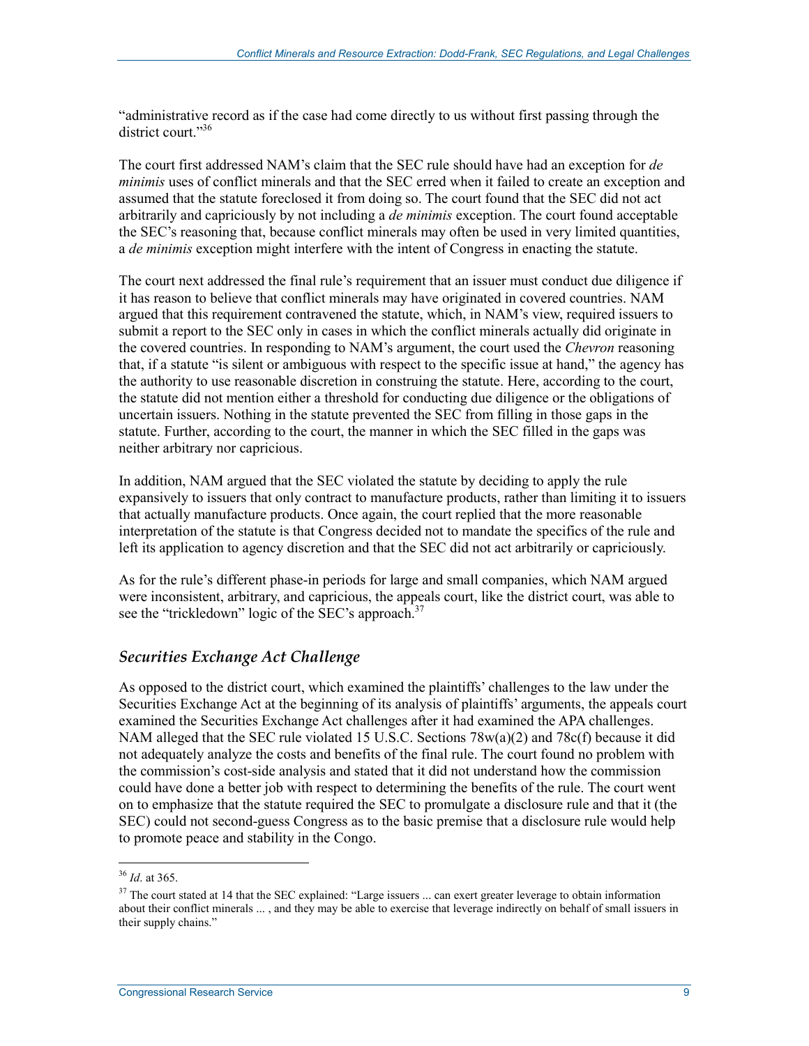"administrative record as if the case had come directly to us without first passing through the district court."[36]

The court first addressed NAM's claim that the SEC rule should have had an exception for *de minimis* uses of conflict minerals and that the SEC erred when it failed to create an exception and assumed that the statute foreclosed it from doing so. The court found that the SEC did not act arbitrarily and capriciously by not including a *de minimis* exception. The court found acceptable the SEC's reasoning that, because conflict minerals may often be used in very limited quantities, a *de minimis* exception might interfere with the intent of Congress in enacting the statute.

The court next addressed the final rule's requirement that an issuer must conduct due diligence if it has reason to believe that conflict minerals may have originated in covered countries. NAM argued that this requirement contravened the statute, which, in NAM's view, required issuers to submit a report to the SEC only in cases in which the conflict minerals actually did originate in the covered countries. In responding to NAM's argument, the court used the *Chevron* reasoning that, if a statute "is silent or ambiguous with respect to the specific issue at hand," the agency has the authority to use reasonable discretion in construing the statute. Here, according to the court, the statute did not mention either a threshold for conducting due diligence or the obligations of uncertain issuers. Nothing in the statute prevented the SEC from filling in those gaps in the statute. Further, according to the court, the manner in which the SEC filled in the gaps was neither arbitrary nor capricious.

In addition, NAM argued that the SEC violated the statute by deciding to apply the rule expansively to issuers that only contract to manufacture products, rather than limiting it to issuers that actually manufacture products. Once again, the court replied that the more reasonable interpretation of the statute is that Congress decided not to mandate the specifics of the rule and left its application to agency discretion and that the SEC did not act arbitrarily or capriciously.

As for the rule's different phase-in periods for large and small companies, which NAM argued were inconsistent, arbitrary, and capricious, the appeals court, like the district court, was able to see the "trickledown" logic of the SEC's approach.[37]

### *Securities Exchange Act Challenge*

As opposed to the district court, which examined the plaintiffs' challenges to the law under the Securities Exchange Act at the beginning of its analysis of plaintiffs' arguments, the appeals court examined the Securities Exchange Act challenges after it had examined the APA challenges. NAM alleged that the SEC rule violated 15 U.S.C. Sections 78w(a)(2) and 78c(f) because it did not adequately analyze the costs and benefits of the final rule. The court found no problem with the commission's cost-side analysis and stated that it did not understand how the commission could have done a better job with respect to determining the benefits of the rule. The court went on to emphasize that the statute required the SEC to promulgate a disclosure rule and that it (the SEC) could not second-guess Congress as to the basic premise that a disclosure rule would help to promote peace and stability in the Congo.

---

[36] *Id*. at 365.

[37] The court stated at 14 that the SEC explained: "Large issuers ... can exert greater leverage to obtain information about their conflict minerals ... , and they may be able to exercise that leverage indirectly on behalf of small issuers in their supply chains."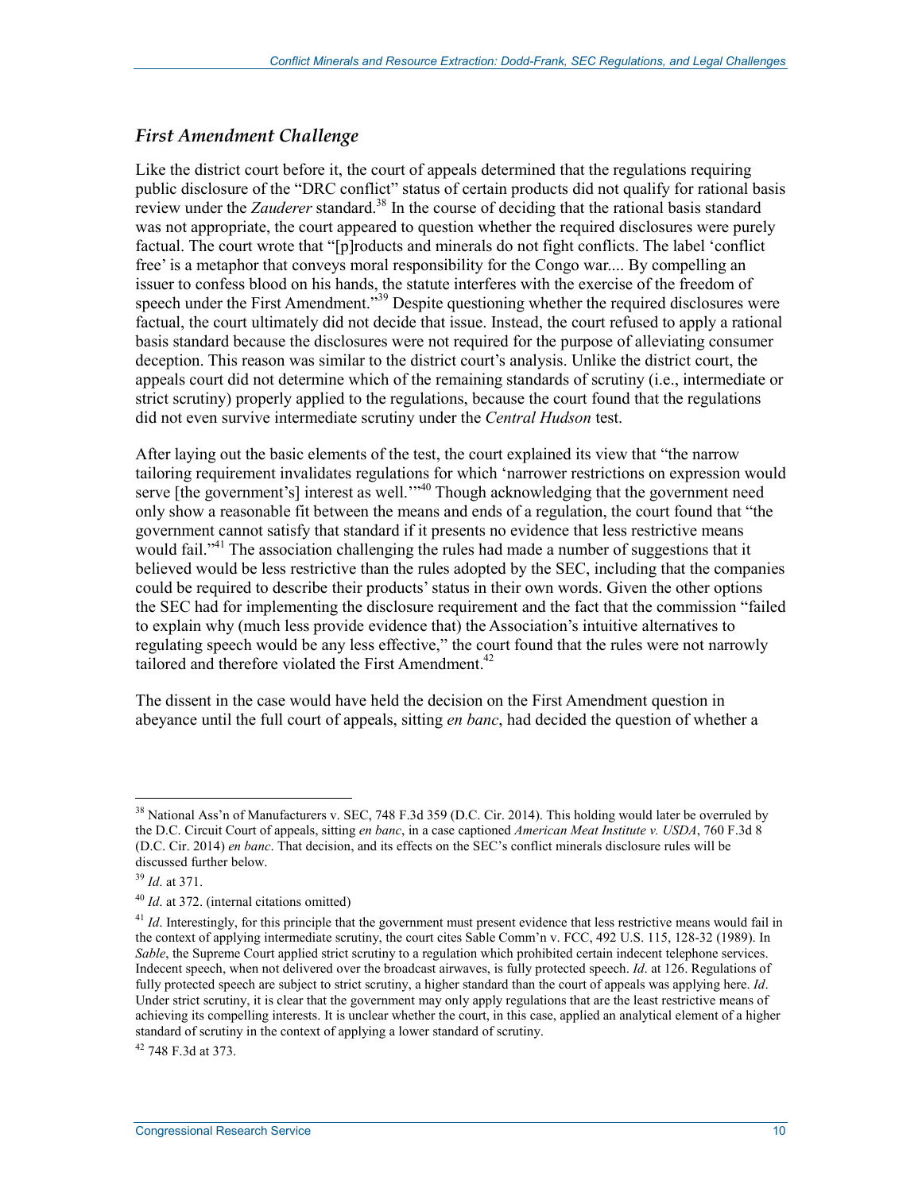### *First Amendment Challenge*

Like the district court before it, the court of appeals determined that the regulations requiring public disclosure of the "DRC conflict" status of certain products did not qualify for rational basis review under the *Zauderer* standard.[38] In the course of deciding that the rational basis standard was not appropriate, the court appeared to question whether the required disclosures were purely factual. The court wrote that "[p]roducts and minerals do not fight conflicts. The label 'conflict free' is a metaphor that conveys moral responsibility for the Congo war.... By compelling an issuer to confess blood on his hands, the statute interferes with the exercise of the freedom of speech under the First Amendment."[39] Despite questioning whether the required disclosures were factual, the court ultimately did not decide that issue. Instead, the court refused to apply a rational basis standard because the disclosures were not required for the purpose of alleviating consumer deception. This reason was similar to the district court's analysis. Unlike the district court, the appeals court did not determine which of the remaining standards of scrutiny (i.e., intermediate or strict scrutiny) properly applied to the regulations, because the court found that the regulations did not even survive intermediate scrutiny under the *Central Hudson* test.

After laying out the basic elements of the test, the court explained its view that "the narrow tailoring requirement invalidates regulations for which 'narrower restrictions on expression would serve [the government's] interest as well.'"[40] Though acknowledging that the government need only show a reasonable fit between the means and ends of a regulation, the court found that "the government cannot satisfy that standard if it presents no evidence that less restrictive means would fail."[41] The association challenging the rules had made a number of suggestions that it believed would be less restrictive than the rules adopted by the SEC, including that the companies could be required to describe their products' status in their own words. Given the other options the SEC had for implementing the disclosure requirement and the fact that the commission "failed to explain why (much less provide evidence that) the Association's intuitive alternatives to regulating speech would be any less effective," the court found that the rules were not narrowly tailored and therefore violated the First Amendment.[42]

The dissent in the case would have held the decision on the First Amendment question in abeyance until the full court of appeals, sitting *en banc*, had decided the question of whether a

---

[38] National Ass'n of Manufacturers v. SEC, 748 F.3d 359 (D.C. Cir. 2014). This holding would later be overruled by the D.C. Circuit Court of appeals, sitting *en banc*, in a case captioned *American Meat Institute v. USDA*, 760 F.3d 8 (D.C. Cir. 2014) *en banc*. That decision, and its effects on the SEC's conflict minerals disclosure rules will be discussed further below.

[39] *Id*. at 371.

[40] *Id*. at 372. (internal citations omitted)

[41] *Id*. Interestingly, for this principle that the government must present evidence that less restrictive means would fail in the context of applying intermediate scrutiny, the court cites Sable Comm'n v. FCC, 492 U.S. 115, 128-32 (1989). In *Sable*, the Supreme Court applied strict scrutiny to a regulation which prohibited certain indecent telephone services. Indecent speech, when not delivered over the broadcast airwaves, is fully protected speech. *Id*. at 126. Regulations of fully protected speech are subject to strict scrutiny, a higher standard than the court of appeals was applying here. *Id*. Under strict scrutiny, it is clear that the government may only apply regulations that are the least restrictive means of achieving its compelling interests. It is unclear whether the court, in this case, applied an analytical element of a higher standard of scrutiny in the context of applying a lower standard of scrutiny.

[42] 748 F.3d at 373.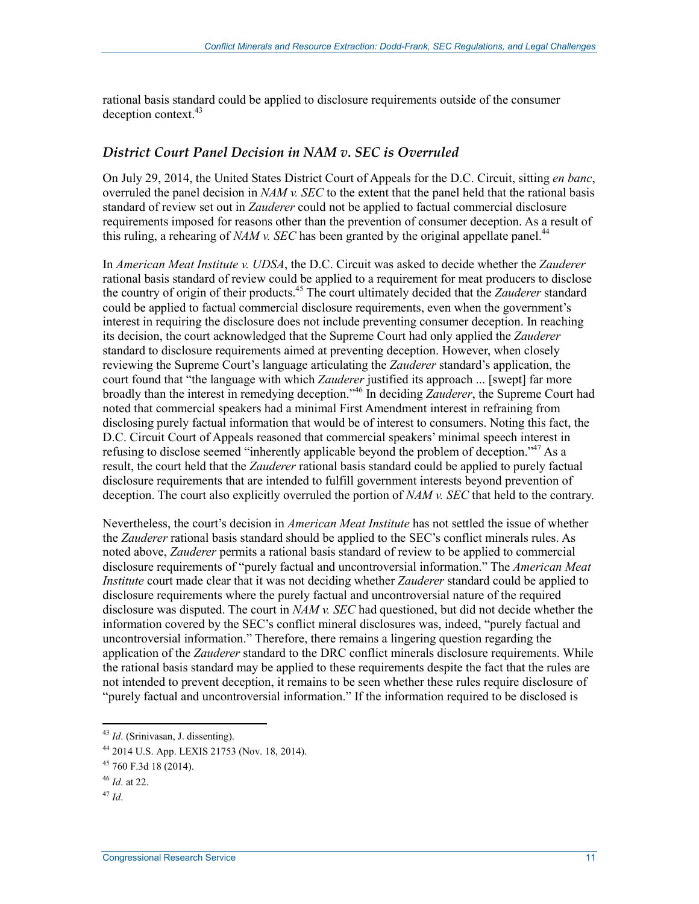rational basis standard could be applied to disclosure requirements outside of the consumer deception context.[43]

### *District Court Panel Decision in NAM v. SEC is Overruled*

On July 29, 2014, the United States District Court of Appeals for the D.C. Circuit, sitting *en banc*, overruled the panel decision in *NAM v. SEC* to the extent that the panel held that the rational basis standard of review set out in *Zauderer* could not be applied to factual commercial disclosure requirements imposed for reasons other than the prevention of consumer deception. As a result of this ruling, a rehearing of *NAM v. SEC* has been granted by the original appellate panel.[44]

In *American Meat Institute v. UDSA*, the D.C. Circuit was asked to decide whether the *Zauderer* rational basis standard of review could be applied to a requirement for meat producers to disclose the country of origin of their products.[45] The court ultimately decided that the *Zauderer* standard could be applied to factual commercial disclosure requirements, even when the government's interest in requiring the disclosure does not include preventing consumer deception. In reaching its decision, the court acknowledged that the Supreme Court had only applied the *Zauderer* standard to disclosure requirements aimed at preventing deception. However, when closely reviewing the Supreme Court's language articulating the *Zauderer* standard's application, the court found that "the language with which *Zauderer* justified its approach ... [swept] far more broadly than the interest in remedying deception."[46] In deciding *Zauderer*, the Supreme Court had noted that commercial speakers had a minimal First Amendment interest in refraining from disclosing purely factual information that would be of interest to consumers. Noting this fact, the D.C. Circuit Court of Appeals reasoned that commercial speakers' minimal speech interest in refusing to disclose seemed "inherently applicable beyond the problem of deception."[47] As a result, the court held that the *Zauderer* rational basis standard could be applied to purely factual disclosure requirements that are intended to fulfill government interests beyond prevention of deception. The court also explicitly overruled the portion of *NAM v. SEC* that held to the contrary.

Nevertheless, the court's decision in *American Meat Institute* has not settled the issue of whether the *Zauderer* rational basis standard should be applied to the SEC's conflict minerals rules. As noted above, *Zauderer* permits a rational basis standard of review to be applied to commercial disclosure requirements of "purely factual and uncontroversial information." The *American Meat Institute* court made clear that it was not deciding whether *Zauderer* standard could be applied to disclosure requirements where the purely factual and uncontroversial nature of the required disclosure was disputed. The court in *NAM v. SEC* had questioned, but did not decide whether the information covered by the SEC's conflict mineral disclosures was, indeed, "purely factual and uncontroversial information." Therefore, there remains a lingering question regarding the application of the *Zauderer* standard to the DRC conflict minerals disclosure requirements. While the rational basis standard may be applied to these requirements despite the fact that the rules are not intended to prevent deception, it remains to be seen whether these rules require disclosure of "purely factual and uncontroversial information." If the information required to be disclosed is

---

[43] *Id*. (Srinivasan, J. dissenting).

[44] 2014 U.S. App. LEXIS 21753 (Nov. 18, 2014).

[45] 760 F.3d 18 (2014).

[46] *Id*. at 22.

[47] *Id*.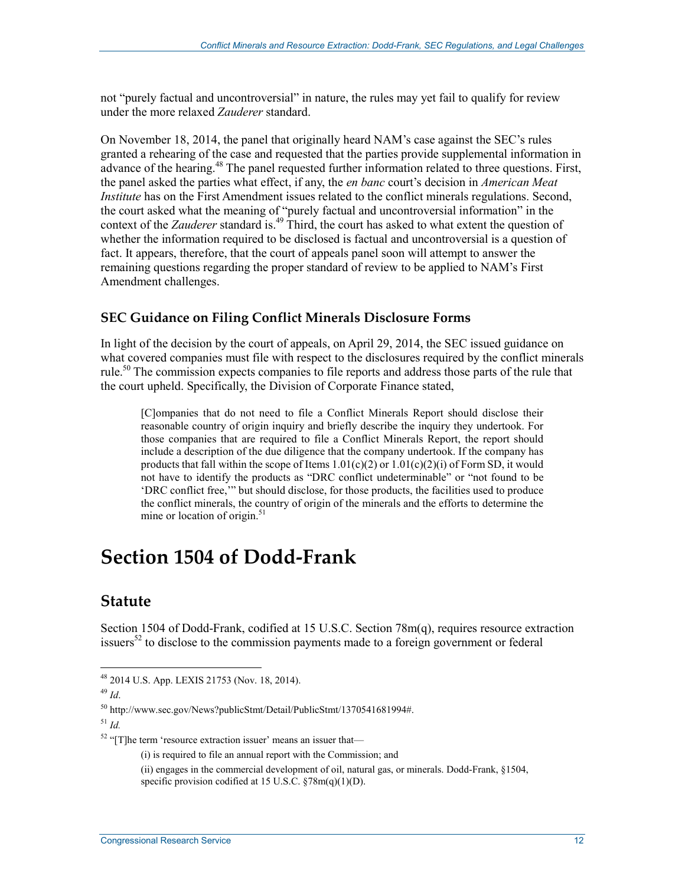not "purely factual and uncontroversial" in nature, the rules may yet fail to qualify for review under the more relaxed *Zauderer* standard.

On November 18, 2014, the panel that originally heard NAM's case against the SEC's rules granted a rehearing of the case and requested that the parties provide supplemental information in advance of the hearing.[48] The panel requested further information related to three questions. First, the panel asked the parties what effect, if any, the *en banc* court's decision in *American Meat Institute* has on the First Amendment issues related to the conflict minerals regulations. Second, the court asked what the meaning of "purely factual and uncontroversial information" in the context of the *Zauderer* standard is.[49] Third, the court has asked to what extent the question of whether the information required to be disclosed is factual and uncontroversial is a question of fact. It appears, therefore, that the court of appeals panel soon will attempt to answer the remaining questions regarding the proper standard of review to be applied to NAM's First Amendment challenges.

### SEC Guidance on Filing Conflict Minerals Disclosure Forms

In light of the decision by the court of appeals, on April 29, 2014, the SEC issued guidance on what covered companies must file with respect to the disclosures required by the conflict minerals rule.[50] The commission expects companies to file reports and address those parts of the rule that the court upheld. Specifically, the Division of Corporate Finance stated,

> [C]ompanies that do not need to file a Conflict Minerals Report should disclose their reasonable country of origin inquiry and briefly describe the inquiry they undertook. For those companies that are required to file a Conflict Minerals Report, the report should include a description of the due diligence that the company undertook. If the company has products that fall within the scope of Items 1.01(c)(2) or 1.01(c)(2)(i) of Form SD, it would not have to identify the products as "DRC conflict undeterminable" or "not found to be 'DRC conflict free,'" but should disclose, for those products, the facilities used to produce the conflict minerals, the country of origin of the minerals and the efforts to determine the mine or location of origin.[51]

# Section 1504 of Dodd-Frank

## Statute

Section 1504 of Dodd-Frank, codified at 15 U.S.C. Section 78m(q), requires resource extraction issuers[52] to disclose to the commission payments made to a foreign government or federal

---

[48] 2014 U.S. App. LEXIS 21753 (Nov. 18, 2014).

[49] *Id*.

[50] http://www.sec.gov/News?publicStmt/Detail/PublicStmt/1370541681994#.

[51] *Id.*

[52] "[T]he term 'resource extraction issuer' means an issuer that—

(i) is required to file an annual report with the Commission; and

(ii) engages in the commercial development of oil, natural gas, or minerals. Dodd-Frank, §1504, specific provision codified at 15 U.S.C. §78m(q)(1)(D).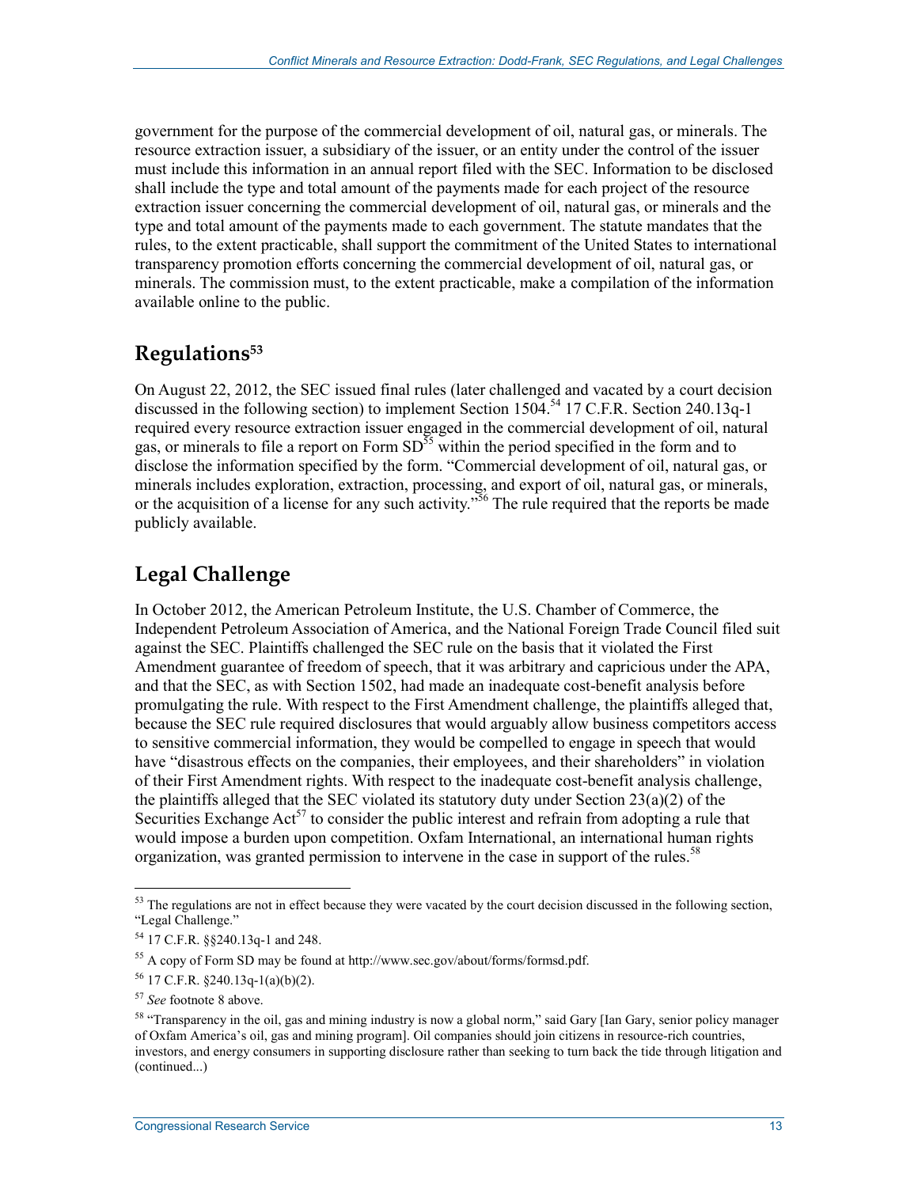government for the purpose of the commercial development of oil, natural gas, or minerals. The resource extraction issuer, a subsidiary of the issuer, or an entity under the control of the issuer must include this information in an annual report filed with the SEC. Information to be disclosed shall include the type and total amount of the payments made for each project of the resource extraction issuer concerning the commercial development of oil, natural gas, or minerals and the type and total amount of the payments made to each government. The statute mandates that the rules, to the extent practicable, shall support the commitment of the United States to international transparency promotion efforts concerning the commercial development of oil, natural gas, or minerals. The commission must, to the extent practicable, make a compilation of the information available online to the public.

## Regulations[53]

On August 22, 2012, the SEC issued final rules (later challenged and vacated by a court decision discussed in the following section) to implement Section 1504.[54] 17 C.F.R. Section 240.13q-1 required every resource extraction issuer engaged in the commercial development of oil, natural gas, or minerals to file a report on Form SD[55] within the period specified in the form and to disclose the information specified by the form. "Commercial development of oil, natural gas, or minerals includes exploration, extraction, processing, and export of oil, natural gas, or minerals, or the acquisition of a license for any such activity."[56] The rule required that the reports be made publicly available.

## Legal Challenge

In October 2012, the American Petroleum Institute, the U.S. Chamber of Commerce, the Independent Petroleum Association of America, and the National Foreign Trade Council filed suit against the SEC. Plaintiffs challenged the SEC rule on the basis that it violated the First Amendment guarantee of freedom of speech, that it was arbitrary and capricious under the APA, and that the SEC, as with Section 1502, had made an inadequate cost-benefit analysis before promulgating the rule. With respect to the First Amendment challenge, the plaintiffs alleged that, because the SEC rule required disclosures that would arguably allow business competitors access to sensitive commercial information, they would be compelled to engage in speech that would have "disastrous effects on the companies, their employees, and their shareholders" in violation of their First Amendment rights. With respect to the inadequate cost-benefit analysis challenge, the plaintiffs alleged that the SEC violated its statutory duty under Section 23(a)(2) of the Securities Exchange Act[57] to consider the public interest and refrain from adopting a rule that would impose a burden upon competition. Oxfam International, an international human rights organization, was granted permission to intervene in the case in support of the rules.[58]

---

[53] The regulations are not in effect because they were vacated by the court decision discussed in the following section, "Legal Challenge."

[54] 17 C.F.R. §§240.13q-1 and 248.

[55] A copy of Form SD may be found at http://www.sec.gov/about/forms/formsd.pdf.

[56] 17 C.F.R. §240.13q-1(a)(b)(2).

[57] *See* footnote 8 above.

[58] "Transparency in the oil, gas and mining industry is now a global norm," said Gary [Ian Gary, senior policy manager of Oxfam America's oil, gas and mining program]. Oil companies should join citizens in resource-rich countries, investors, and energy consumers in supporting disclosure rather than seeking to turn back the tide through litigation and (continued...)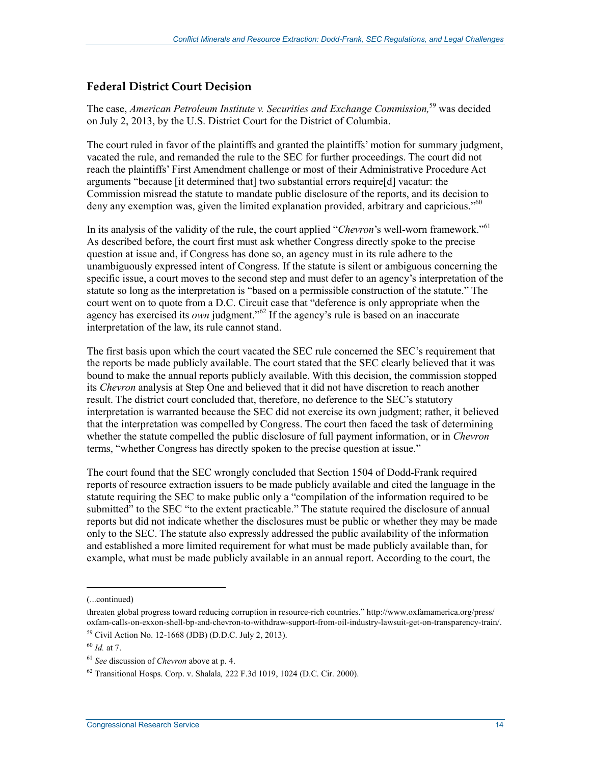## Federal District Court Decision

The case, *American Petroleum Institute v. Securities and Exchange Commission,*[59] was decided on July 2, 2013, by the U.S. District Court for the District of Columbia.

The court ruled in favor of the plaintiffs and granted the plaintiffs' motion for summary judgment, vacated the rule, and remanded the rule to the SEC for further proceedings. The court did not reach the plaintiffs' First Amendment challenge or most of their Administrative Procedure Act arguments "because [it determined that] two substantial errors require[d] vacatur: the Commission misread the statute to mandate public disclosure of the reports, and its decision to deny any exemption was, given the limited explanation provided, arbitrary and capricious."[60]

In its analysis of the validity of the rule, the court applied "*Chevron*'s well-worn framework."[61] As described before, the court first must ask whether Congress directly spoke to the precise question at issue and, if Congress has done so, an agency must in its rule adhere to the unambiguously expressed intent of Congress. If the statute is silent or ambiguous concerning the specific issue, a court moves to the second step and must defer to an agency's interpretation of the statute so long as the interpretation is "based on a permissible construction of the statute." The court went on to quote from a D.C. Circuit case that "deference is only appropriate when the agency has exercised its *own* judgment."[62] If the agency's rule is based on an inaccurate interpretation of the law, its rule cannot stand.

The first basis upon which the court vacated the SEC rule concerned the SEC's requirement that the reports be made publicly available. The court stated that the SEC clearly believed that it was bound to make the annual reports publicly available. With this decision, the commission stopped its *Chevron* analysis at Step One and believed that it did not have discretion to reach another result. The district court concluded that, therefore, no deference to the SEC's statutory interpretation is warranted because the SEC did not exercise its own judgment; rather, it believed that the interpretation was compelled by Congress. The court then faced the task of determining whether the statute compelled the public disclosure of full payment information, or in *Chevron* terms, "whether Congress has directly spoken to the precise question at issue."

The court found that the SEC wrongly concluded that Section 1504 of Dodd-Frank required reports of resource extraction issuers to be made publicly available and cited the language in the statute requiring the SEC to make public only a "compilation of the information required to be submitted" to the SEC "to the extent practicable." The statute required the disclosure of annual reports but did not indicate whether the disclosures must be public or whether they may be made only to the SEC. The statute also expressly addressed the public availability of the information and established a more limited requirement for what must be made publicly available than, for example, what must be made publicly available in an annual report. According to the court, the

---

(...continued)

threaten global progress toward reducing corruption in resource-rich countries." http://www.oxfamamerica.org/press/oxfam-calls-on-exxon-shell-bp-and-chevron-to-withdraw-support-from-oil-industry-lawsuit-get-on-transparency-train/.

[59] Civil Action No. 12-1668 (JDB) (D.D.C. July 2, 2013).

[60] *Id.* at 7.

[61] *See* discussion of *Chevron* above at p. 4.

[62] Transitional Hosps. Corp. v. Shalala*,* 222 F.3d 1019, 1024 (D.C. Cir. 2000).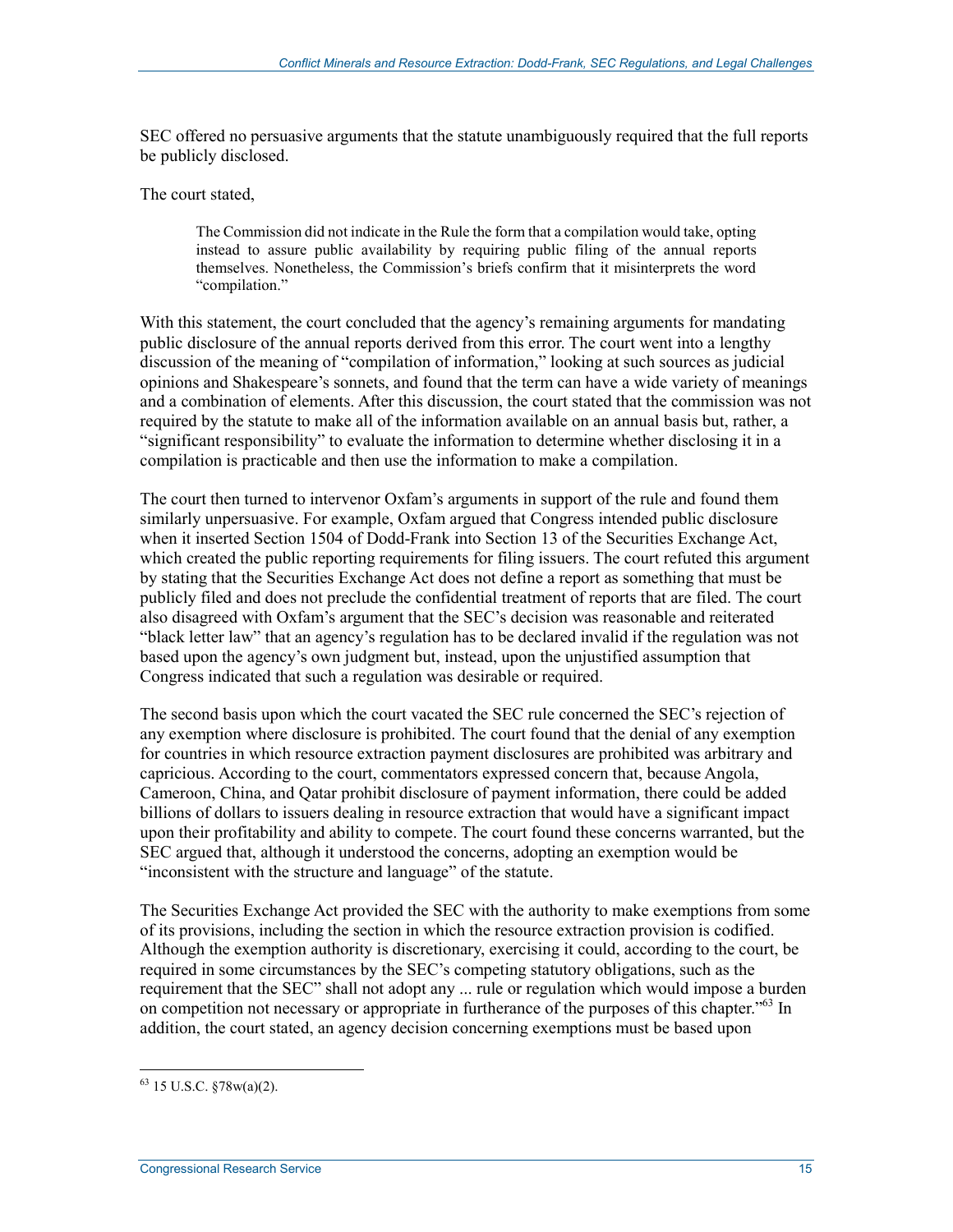SEC offered no persuasive arguments that the statute unambiguously required that the full reports be publicly disclosed.

The court stated,

> The Commission did not indicate in the Rule the form that a compilation would take, opting instead to assure public availability by requiring public filing of the annual reports themselves. Nonetheless, the Commission's briefs confirm that it misinterprets the word "compilation."

With this statement, the court concluded that the agency's remaining arguments for mandating public disclosure of the annual reports derived from this error. The court went into a lengthy discussion of the meaning of "compilation of information," looking at such sources as judicial opinions and Shakespeare's sonnets, and found that the term can have a wide variety of meanings and a combination of elements. After this discussion, the court stated that the commission was not required by the statute to make all of the information available on an annual basis but, rather, a "significant responsibility" to evaluate the information to determine whether disclosing it in a compilation is practicable and then use the information to make a compilation.

The court then turned to intervenor Oxfam's arguments in support of the rule and found them similarly unpersuasive. For example, Oxfam argued that Congress intended public disclosure when it inserted Section 1504 of Dodd-Frank into Section 13 of the Securities Exchange Act, which created the public reporting requirements for filing issuers. The court refuted this argument by stating that the Securities Exchange Act does not define a report as something that must be publicly filed and does not preclude the confidential treatment of reports that are filed. The court also disagreed with Oxfam's argument that the SEC's decision was reasonable and reiterated "black letter law" that an agency's regulation has to be declared invalid if the regulation was not based upon the agency's own judgment but, instead, upon the unjustified assumption that Congress indicated that such a regulation was desirable or required.

The second basis upon which the court vacated the SEC rule concerned the SEC's rejection of any exemption where disclosure is prohibited. The court found that the denial of any exemption for countries in which resource extraction payment disclosures are prohibited was arbitrary and capricious. According to the court, commentators expressed concern that, because Angola, Cameroon, China, and Qatar prohibit disclosure of payment information, there could be added billions of dollars to issuers dealing in resource extraction that would have a significant impact upon their profitability and ability to compete. The court found these concerns warranted, but the SEC argued that, although it understood the concerns, adopting an exemption would be "inconsistent with the structure and language" of the statute.

The Securities Exchange Act provided the SEC with the authority to make exemptions from some of its provisions, including the section in which the resource extraction provision is codified. Although the exemption authority is discretionary, exercising it could, according to the court, be required in some circumstances by the SEC's competing statutory obligations, such as the requirement that the SEC" shall not adopt any ... rule or regulation which would impose a burden on competition not necessary or appropriate in furtherance of the purposes of this chapter."[63] In addition, the court stated, an agency decision concerning exemptions must be based upon

[63] 15 U.S.C. §78w(a)(2).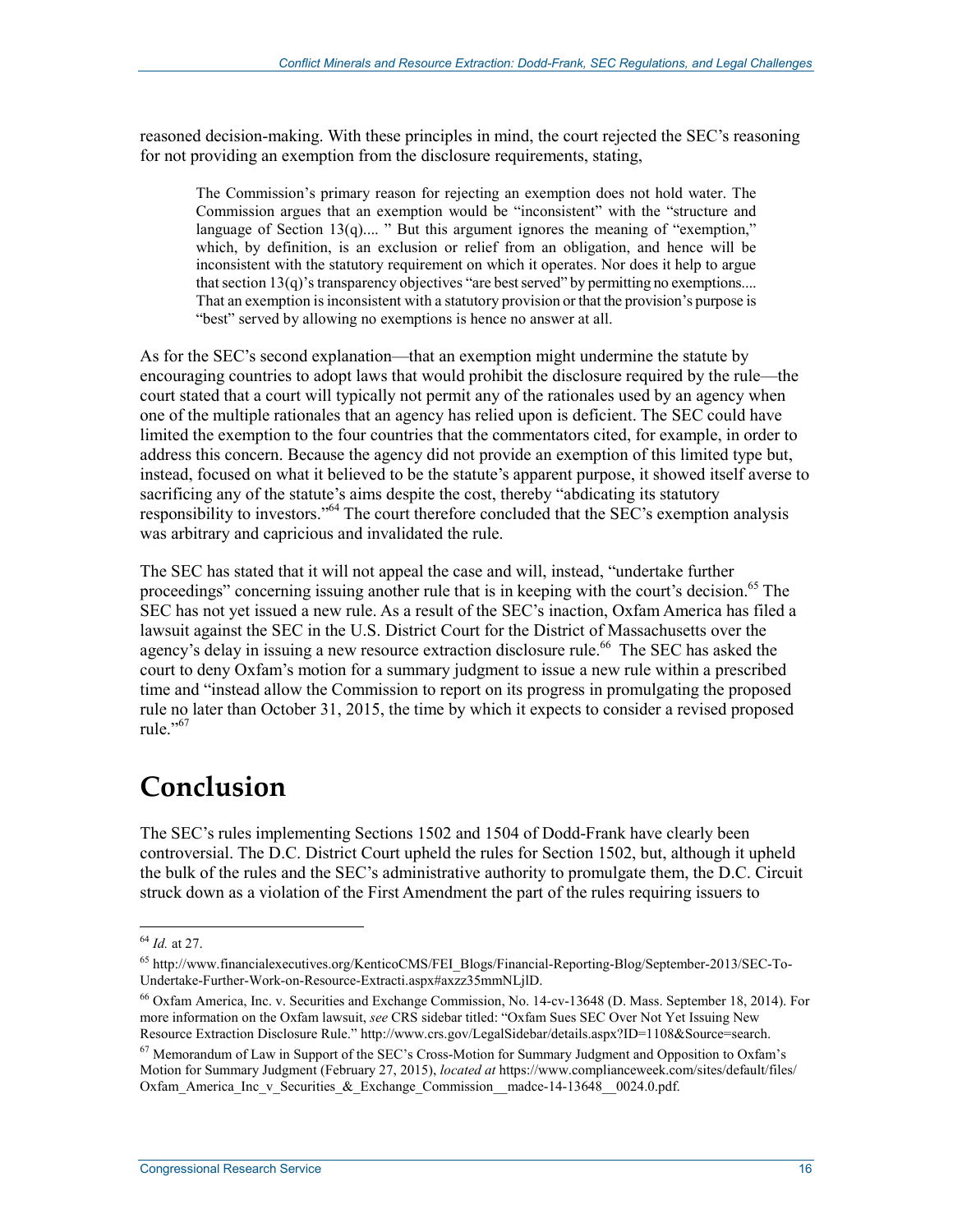reasoned decision-making. With these principles in mind, the court rejected the SEC's reasoning for not providing an exemption from the disclosure requirements, stating,

> The Commission's primary reason for rejecting an exemption does not hold water. The Commission argues that an exemption would be "inconsistent" with the "structure and language of Section 13(q).... " But this argument ignores the meaning of "exemption," which, by definition, is an exclusion or relief from an obligation, and hence will be inconsistent with the statutory requirement on which it operates. Nor does it help to argue that section 13(q)'s transparency objectives "are best served" by permitting no exemptions.... That an exemption is inconsistent with a statutory provision or that the provision's purpose is "best" served by allowing no exemptions is hence no answer at all.

As for the SEC's second explanation—that an exemption might undermine the statute by encouraging countries to adopt laws that would prohibit the disclosure required by the rule—the court stated that a court will typically not permit any of the rationales used by an agency when one of the multiple rationales that an agency has relied upon is deficient. The SEC could have limited the exemption to the four countries that the commentators cited, for example, in order to address this concern. Because the agency did not provide an exemption of this limited type but, instead, focused on what it believed to be the statute's apparent purpose, it showed itself averse to sacrificing any of the statute's aims despite the cost, thereby "abdicating its statutory responsibility to investors."[64] The court therefore concluded that the SEC's exemption analysis was arbitrary and capricious and invalidated the rule.

The SEC has stated that it will not appeal the case and will, instead, "undertake further proceedings" concerning issuing another rule that is in keeping with the court's decision.[65] The SEC has not yet issued a new rule. As a result of the SEC's inaction, Oxfam America has filed a lawsuit against the SEC in the U.S. District Court for the District of Massachusetts over the agency's delay in issuing a new resource extraction disclosure rule.[66] The SEC has asked the court to deny Oxfam's motion for a summary judgment to issue a new rule within a prescribed time and "instead allow the Commission to report on its progress in promulgating the proposed rule no later than October 31, 2015, the time by which it expects to consider a revised proposed rule."[67]

# Conclusion

The SEC's rules implementing Sections 1502 and 1504 of Dodd-Frank have clearly been controversial. The D.C. District Court upheld the rules for Section 1502, but, although it upheld the bulk of the rules and the SEC's administrative authority to promulgate them, the D.C. Circuit struck down as a violation of the First Amendment the part of the rules requiring issuers to

---

[64] *Id.* at 27.

[65] http://www.financialexecutives.org/KenticoCMS/FEI_Blogs/Financial-Reporting-Blog/September-2013/SEC-To-Undertake-Further-Work-on-Resource-Extracti.aspx#axzz35mmNLjlD.

[66] Oxfam America, Inc. v. Securities and Exchange Commission, No. 14-cv-13648 (D. Mass. September 18, 2014). For more information on the Oxfam lawsuit, *see* CRS sidebar titled: "Oxfam Sues SEC Over Not Yet Issuing New Resource Extraction Disclosure Rule." http://www.crs.gov/LegalSidebar/details.aspx?ID=1108&Source=search.

[67] Memorandum of Law in Support of the SEC's Cross-Motion for Summary Judgment and Opposition to Oxfam's Motion for Summary Judgment (February 27, 2015), *located at* https://www.complianceweek.com/sites/default/files/Oxfam_America_Inc_v_Securities_&_Exchange_Commission__madce-14-13648__0024.0.pdf.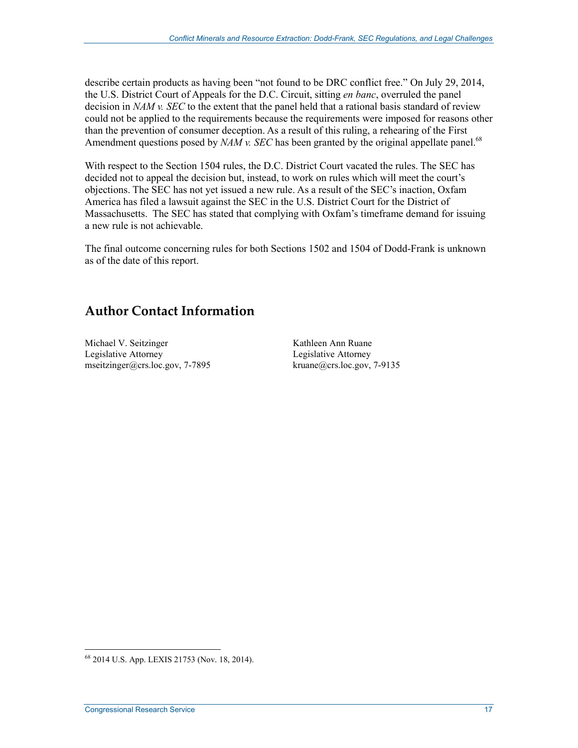describe certain products as having been "not found to be DRC conflict free." On July 29, 2014, the U.S. District Court of Appeals for the D.C. Circuit, sitting *en banc*, overruled the panel decision in *NAM v. SEC* to the extent that the panel held that a rational basis standard of review could not be applied to the requirements because the requirements were imposed for reasons other than the prevention of consumer deception. As a result of this ruling, a rehearing of the First Amendment questions posed by *NAM v. SEC* has been granted by the original appellate panel.[68]

With respect to the Section 1504 rules, the D.C. District Court vacated the rules. The SEC has decided not to appeal the decision but, instead, to work on rules which will meet the court's objections. The SEC has not yet issued a new rule. As a result of the SEC's inaction, Oxfam America has filed a lawsuit against the SEC in the U.S. District Court for the District of Massachusetts. The SEC has stated that complying with Oxfam's timeframe demand for issuing a new rule is not achievable.

The final outcome concerning rules for both Sections 1502 and 1504 of Dodd-Frank is unknown as of the date of this report.

## Author Contact Information

Michael V. Seitzinger
Legislative Attorney
mseitzinger@crs.loc.gov, 7-7895

Kathleen Ann Ruane
Legislative Attorney
kruane@crs.loc.gov, 7-9135

---

[68] 2014 U.S. App. LEXIS 21753 (Nov. 18, 2014).